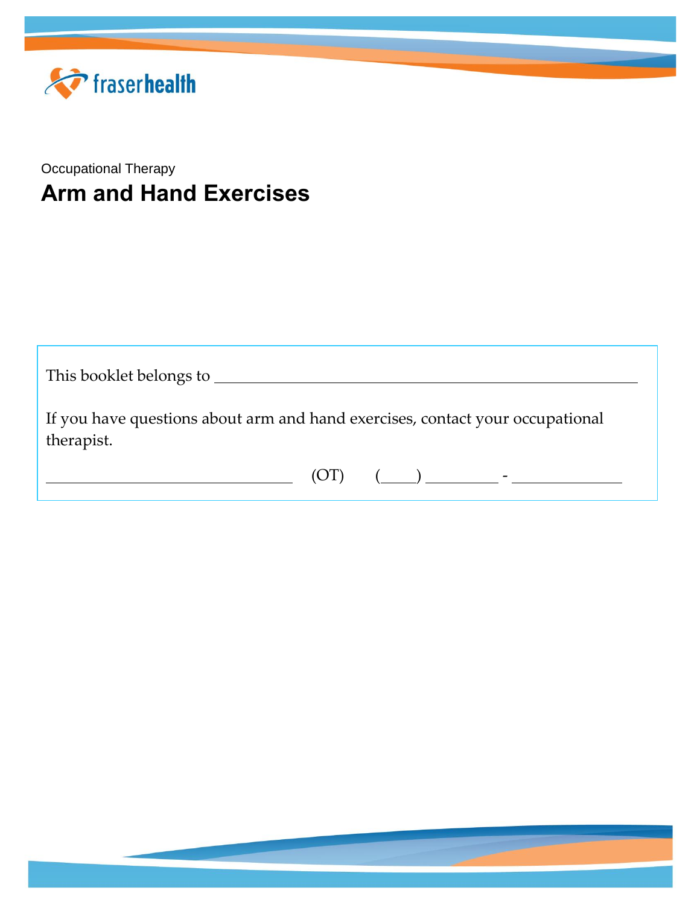fraserhealth

Occupational Therapy

# Arm and Hand Exercises

This booklet belongs to ______________________________________________

If you have questions about arm and hand exercises, contact your occupational therapist.

______________________________ (OT) (____) ________ - ____________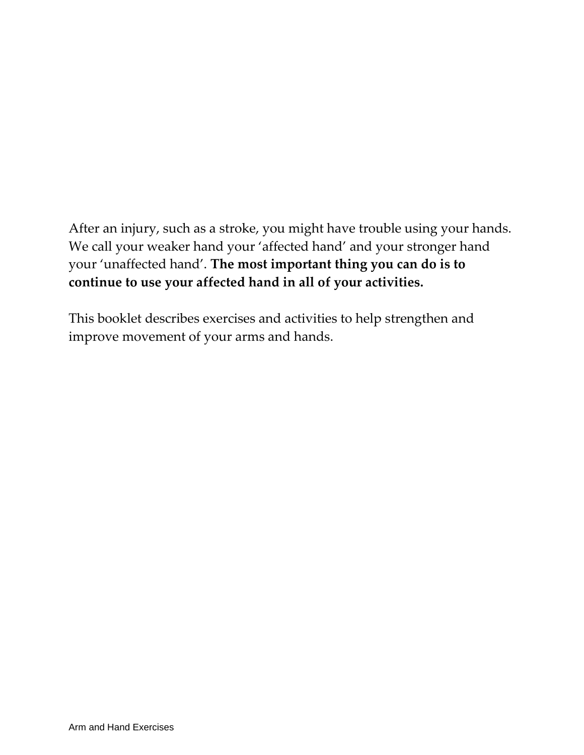After an injury, such as a stroke, you might have trouble using your hands. We call your weaker hand your 'affected hand' and your stronger hand your 'unaffected hand'. **The most important thing you can do is to continue to use your affected hand in all of your activities.**

This booklet describes exercises and activities to help strengthen and improve movement of your arms and hands.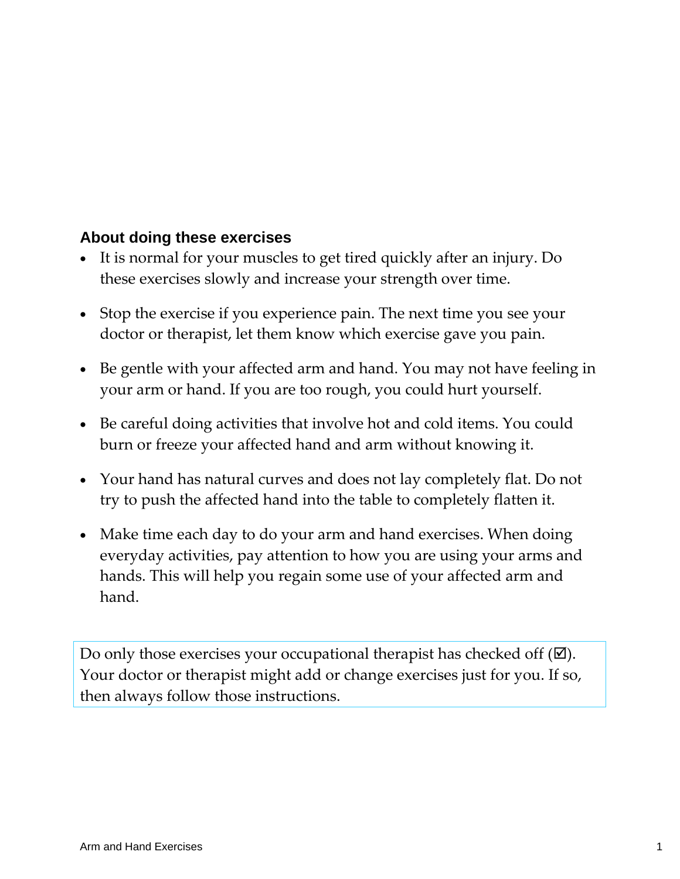### About doing these exercises

- It is normal for your muscles to get tired quickly after an injury. Do these exercises slowly and increase your strength over time.
- Stop the exercise if you experience pain. The next time you see your doctor or therapist, let them know which exercise gave you pain.
- Be gentle with your affected arm and hand. You may not have feeling in your arm or hand. If you are too rough, you could hurt yourself.
- Be careful doing activities that involve hot and cold items. You could burn or freeze your affected hand and arm without knowing it.
- Your hand has natural curves and does not lay completely flat. Do not try to push the affected hand into the table to completely flatten it.
- Make time each day to do your arm and hand exercises. When doing everyday activities, pay attention to how you are using your arms and hands. This will help you regain some use of your affected arm and hand.

Do only those exercises your occupational therapist has checked off (☑). Your doctor or therapist might add or change exercises just for you. If so, then always follow those instructions.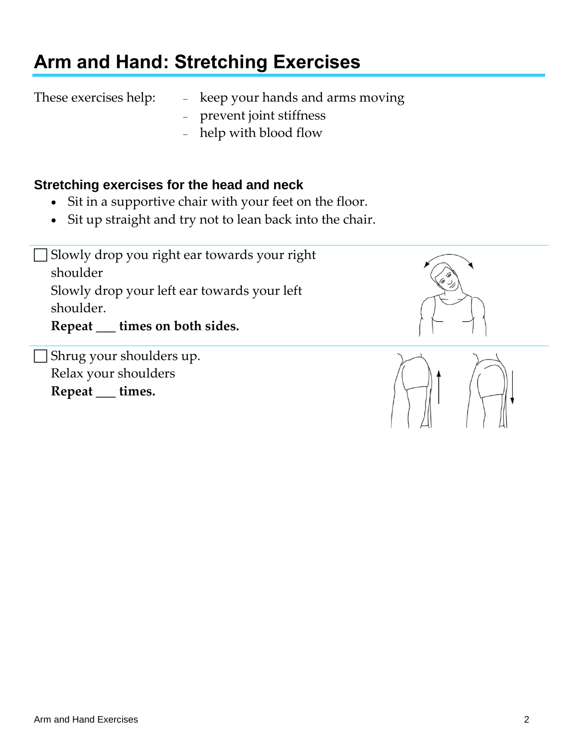# Arm and Hand: Stretching Exercises

These exercises help:

- keep your hands and arms moving
- prevent joint stiffness
- help with blood flow

### Stretching exercises for the head and neck

- Sit in a supportive chair with your feet on the floor.
- Sit up straight and try not to lean back into the chair.

☐ Slowly drop you right ear towards your right shoulder
Slowly drop your left ear towards your left shoulder.
**Repeat ___ times on both sides.**

☐ Shrug your shoulders up.
Relax your shoulders
**Repeat ___ times.**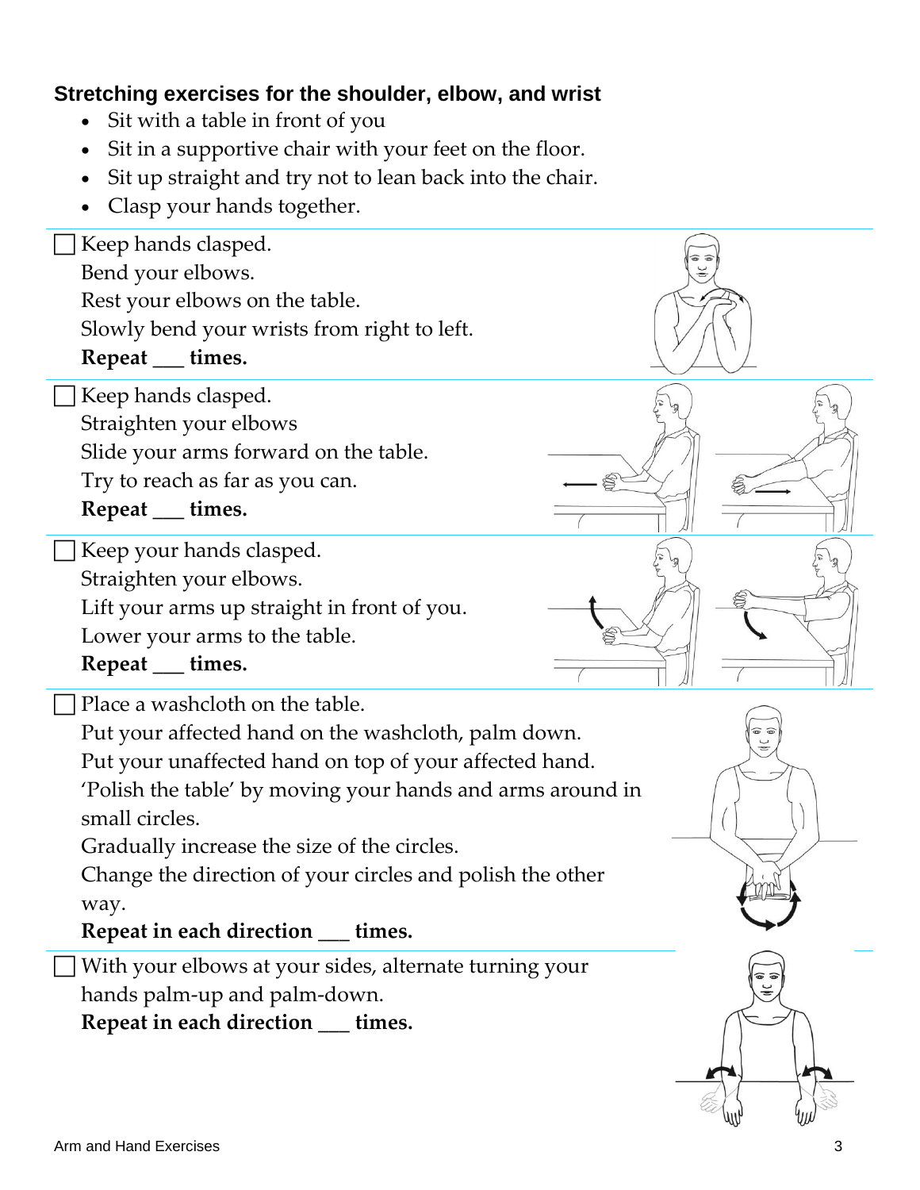### Stretching exercises for the shoulder, elbow, and wrist

- Sit with a table in front of you
- Sit in a supportive chair with your feet on the floor.
- Sit up straight and try not to lean back into the chair.
- Clasp your hands together.

---

- [ ] Keep hands clasped.
  Bend your elbows.
  Rest your elbows on the table.
  Slowly bend your wrists from right to left.
  **Repeat ___ times.**

---

- [ ] Keep hands clasped.
  Straighten your elbows
  Slide your arms forward on the table.
  Try to reach as far as you can.
  **Repeat ___ times.**

---

- [ ] Keep your hands clasped.
  Straighten your elbows.
  Lift your arms up straight in front of you.
  Lower your arms to the table.
  **Repeat ___ times.**

---

- [ ] Place a washcloth on the table.
  Put your affected hand on the washcloth, palm down.
  Put your unaffected hand on top of your affected hand.
  'Polish the table' by moving your hands and arms around in small circles.
  Gradually increase the size of the circles.
  Change the direction of your circles and polish the other way.
  **Repeat in each direction ___ times.**

---

- [ ] With your elbows at your sides, alternate turning your hands palm-up and palm-down.
  **Repeat in each direction ___ times.**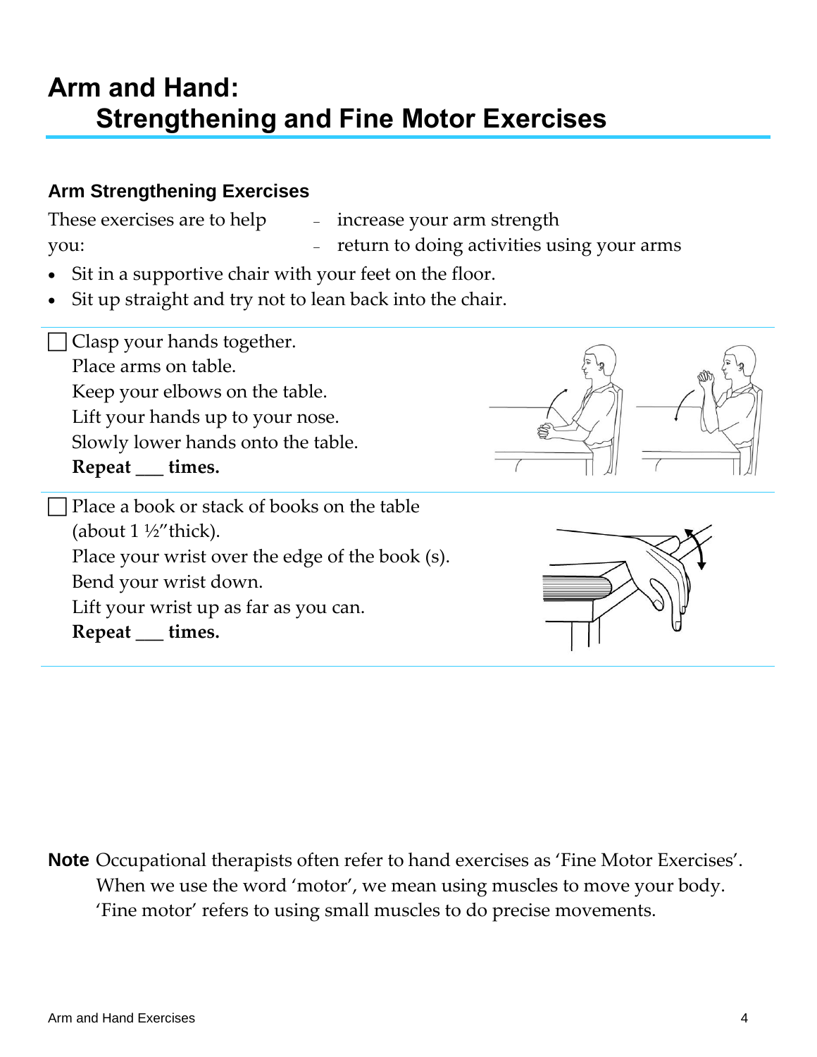# Arm and Hand: Strengthening and Fine Motor Exercises

## Arm Strengthening Exercises

These exercises are to help you:

- increase your arm strength
- return to doing activities using your arms

- Sit in a supportive chair with your feet on the floor.
- Sit up straight and try not to lean back into the chair.

☐ Clasp your hands together.
Place arms on table.
Keep your elbows on the table.
Lift your hands up to your nose.
Slowly lower hands onto the table.
**Repeat ___ times.**

☐ Place a book or stack of books on the table (about 1 ½"thick).
Place your wrist over the edge of the book (s).
Bend your wrist down.
Lift your wrist up as far as you can.
**Repeat ___ times.**

**Note** Occupational therapists often refer to hand exercises as 'Fine Motor Exercises'. When we use the word 'motor', we mean using muscles to move your body. 'Fine motor' refers to using small muscles to do precise movements.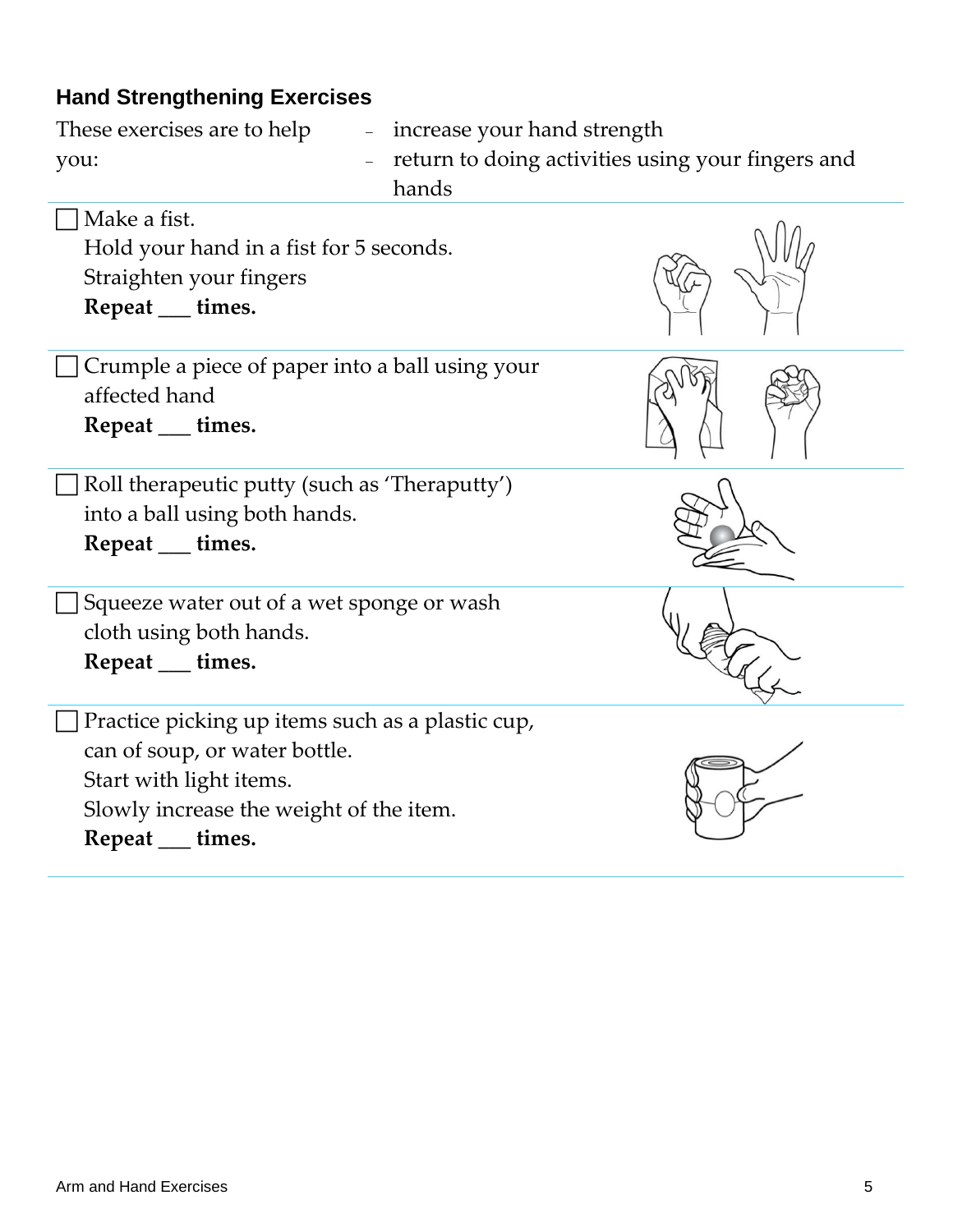## Hand Strengthening Exercises

These exercises are to help you:

- increase your hand strength
- return to doing activities using your fingers and hands

☐ Make a fist.
Hold your hand in a fist for 5 seconds.
Straighten your fingers
**Repeat ___ times.**

☐ Crumple a piece of paper into a ball using your affected hand
**Repeat ___ times.**

☐ Roll therapeutic putty (such as 'Theraputty') into a ball using both hands.
**Repeat ___ times.**

☐ Squeeze water out of a wet sponge or wash cloth using both hands.
**Repeat ___ times.**

☐ Practice picking up items such as a plastic cup, can of soup, or water bottle.
Start with light items.
Slowly increase the weight of the item.
**Repeat ___ times.**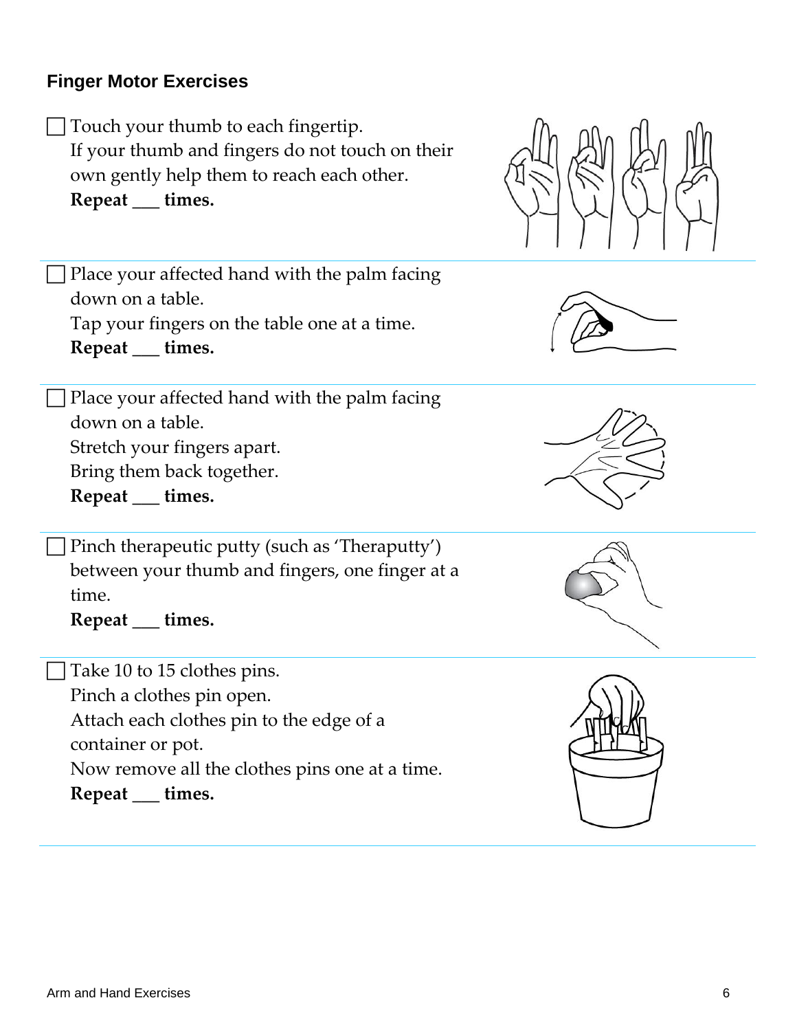## Finger Motor Exercises

- [ ] Touch your thumb to each fingertip.
  If your thumb and fingers do not touch on their own gently help them to reach each other.
  **Repeat ___ times.**

- [ ] Place your affected hand with the palm facing down on a table.
  Tap your fingers on the table one at a time.
  **Repeat ___ times.**

- [ ] Place your affected hand with the palm facing down on a table.
  Stretch your fingers apart.
  Bring them back together.
  **Repeat ___ times.**

- [ ] Pinch therapeutic putty (such as 'Theraputty') between your thumb and fingers, one finger at a time.
  **Repeat ___ times.**

- [ ] Take 10 to 15 clothes pins.
  Pinch a clothes pin open.
  Attach each clothes pin to the edge of a container or pot.
  Now remove all the clothes pins one at a time.
  **Repeat ___ times.**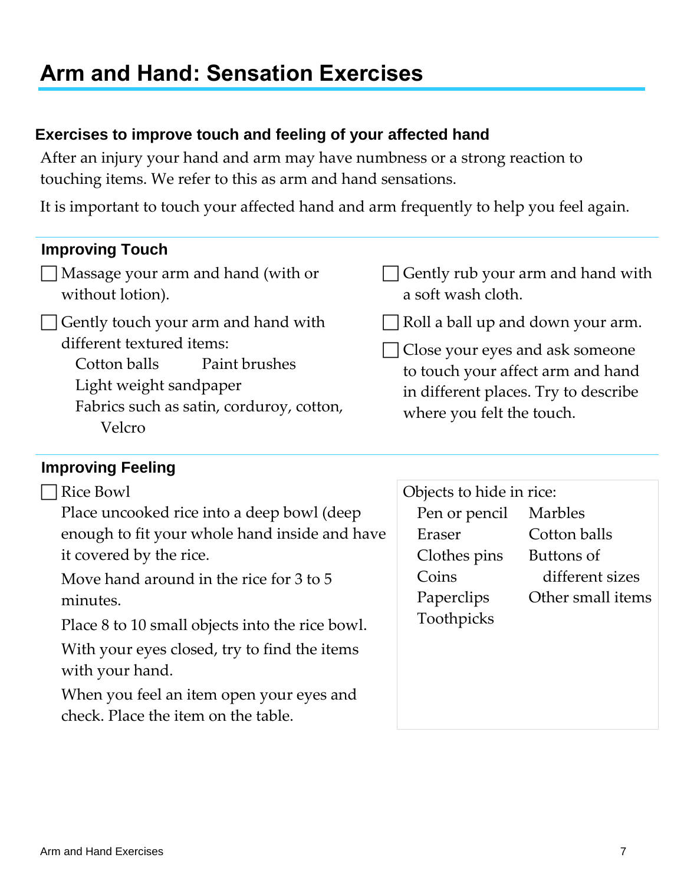# Arm and Hand: Sensation Exercises

### Exercises to improve touch and feeling of your affected hand

After an injury your hand and arm may have numbness or a strong reaction to touching items. We refer to this as arm and hand sensations.

It is important to touch your affected hand and arm frequently to help you feel again.

### Improving Touch

- [ ] Massage your arm and hand (with or without lotion).
- [ ] Gently touch your arm and hand with different textured items:
  - Cotton balls
  - Paint brushes
  - Light weight sandpaper
  - Fabrics such as satin, corduroy, cotton, Velcro
- [ ] Gently rub your arm and hand with a soft wash cloth.
- [ ] Roll a ball up and down your arm.
- [ ] Close your eyes and ask someone to touch your affect arm and hand in different places. Try to describe where you felt the touch.

### Improving Feeling

- [ ] Rice Bowl

  Place uncooked rice into a deep bowl (deep enough to fit your whole hand inside and have it covered by the rice.

  Move hand around in the rice for 3 to 5 minutes.

  Place 8 to 10 small objects into the rice bowl.

  With your eyes closed, try to find the items with your hand.

  When you feel an item open your eyes and check. Place the item on the table.

Objects to hide in rice:

- Pen or pencil
- Eraser
- Clothes pins
- Coins
- Paperclips
- Toothpicks
- Marbles
- Cotton balls
- Buttons of different sizes
- Other small items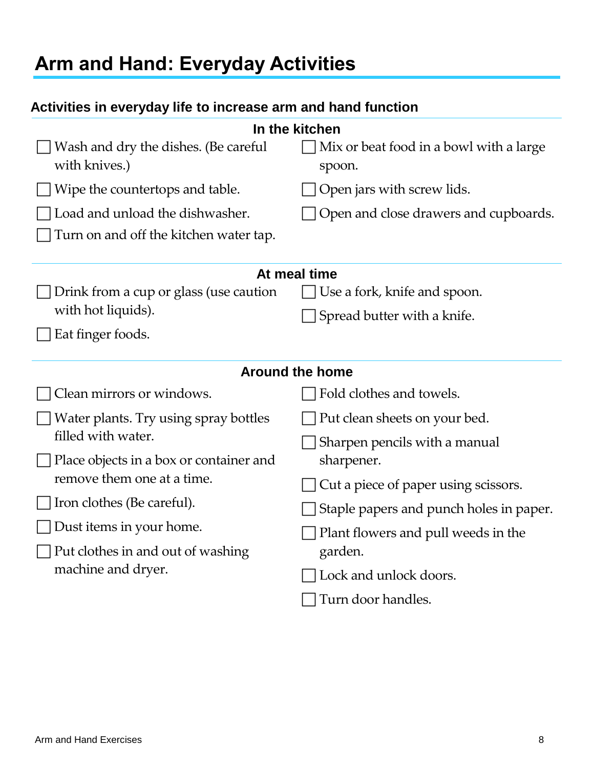# Arm and Hand: Everyday Activities

### Activities in everyday life to increase arm and hand function

#### In the kitchen

- ☐ Wash and dry the dishes. (Be careful with knives.)
- ☐ Wipe the countertops and table.
- ☐ Load and unload the dishwasher.
- ☐ Turn on and off the kitchen water tap.
- ☐ Mix or beat food in a bowl with a large spoon.
- ☐ Open jars with screw lids.
- ☐ Open and close drawers and cupboards.

#### At meal time

- ☐ Drink from a cup or glass (use caution with hot liquids).
- ☐ Eat finger foods.
- ☐ Use a fork, knife and spoon.
- ☐ Spread butter with a knife.

#### Around the home

- ☐ Clean mirrors or windows.
- ☐ Water plants. Try using spray bottles filled with water.
- ☐ Place objects in a box or container and remove them one at a time.
- ☐ Iron clothes (Be careful).
- ☐ Dust items in your home.
- ☐ Put clothes in and out of washing machine and dryer.
- ☐ Fold clothes and towels.
- ☐ Put clean sheets on your bed.
- ☐ Sharpen pencils with a manual sharpener.
- ☐ Cut a piece of paper using scissors.
- ☐ Staple papers and punch holes in paper.
- ☐ Plant flowers and pull weeds in the garden.
- ☐ Lock and unlock doors.
- ☐ Turn door handles.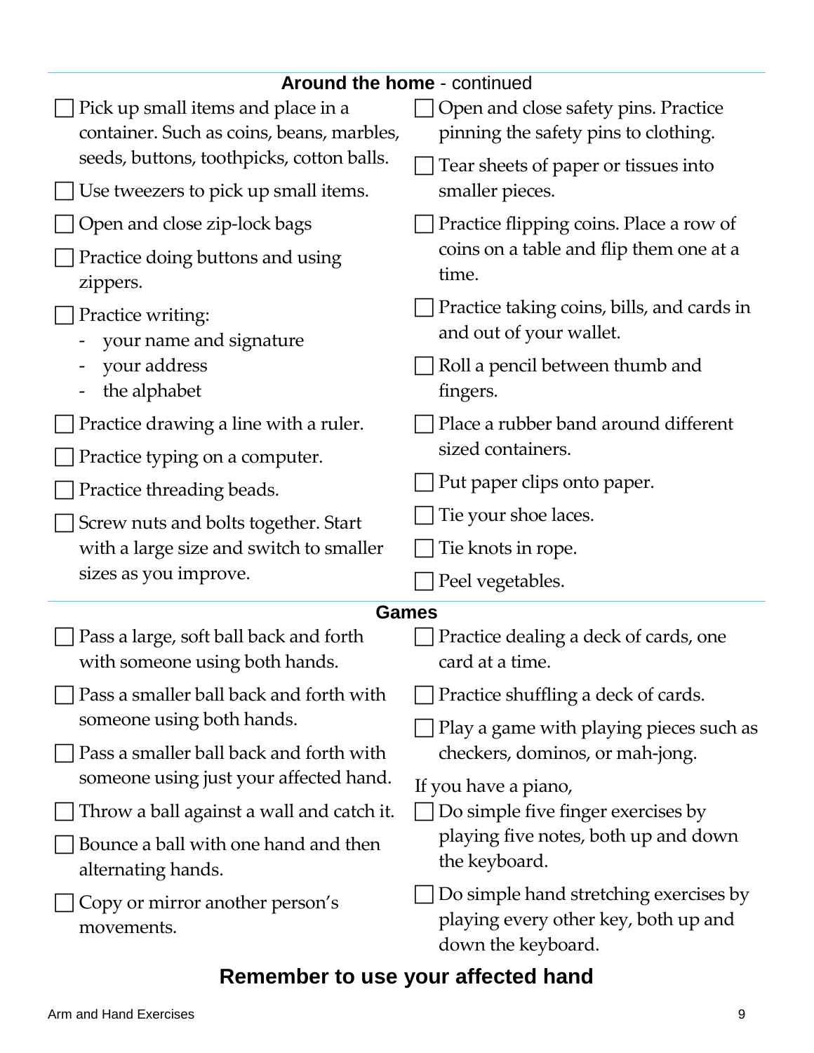## Around the home - continued

- [ ] Pick up small items and place in a container. Such as coins, beans, marbles, seeds, buttons, toothpicks, cotton balls.
- [ ] Use tweezers to pick up small items.
- [ ] Open and close zip-lock bags
- [ ] Practice doing buttons and using zippers.
- [ ] Practice writing:
  - your name and signature
  - your address
  - the alphabet
- [ ] Practice drawing a line with a ruler.
- [ ] Practice typing on a computer.
- [ ] Practice threading beads.
- [ ] Screw nuts and bolts together. Start with a large size and switch to smaller sizes as you improve.
- [ ] Open and close safety pins. Practice pinning the safety pins to clothing.
- [ ] Tear sheets of paper or tissues into smaller pieces.
- [ ] Practice flipping coins. Place a row of coins on a table and flip them one at a time.
- [ ] Practice taking coins, bills, and cards in and out of your wallet.
- [ ] Roll a pencil between thumb and fingers.
- [ ] Place a rubber band around different sized containers.
- [ ] Put paper clips onto paper.
- [ ] Tie your shoe laces.
- [ ] Tie knots in rope.
- [ ] Peel vegetables.

## Games

- [ ] Pass a large, soft ball back and forth with someone using both hands.
- [ ] Pass a smaller ball back and forth with someone using both hands.
- [ ] Pass a smaller ball back and forth with someone using just your affected hand.
- [ ] Throw a ball against a wall and catch it.
- [ ] Bounce a ball with one hand and then alternating hands.
- [ ] Copy or mirror another person's movements.
- [ ] Practice dealing a deck of cards, one card at a time.
- [ ] Practice shuffling a deck of cards.
- [ ] Play a game with playing pieces such as checkers, dominos, or mah-jong.

If you have a piano,

- [ ] Do simple five finger exercises by playing five notes, both up and down the keyboard.
- [ ] Do simple hand stretching exercises by playing every other key, both up and down the keyboard.

## Remember to use your affected hand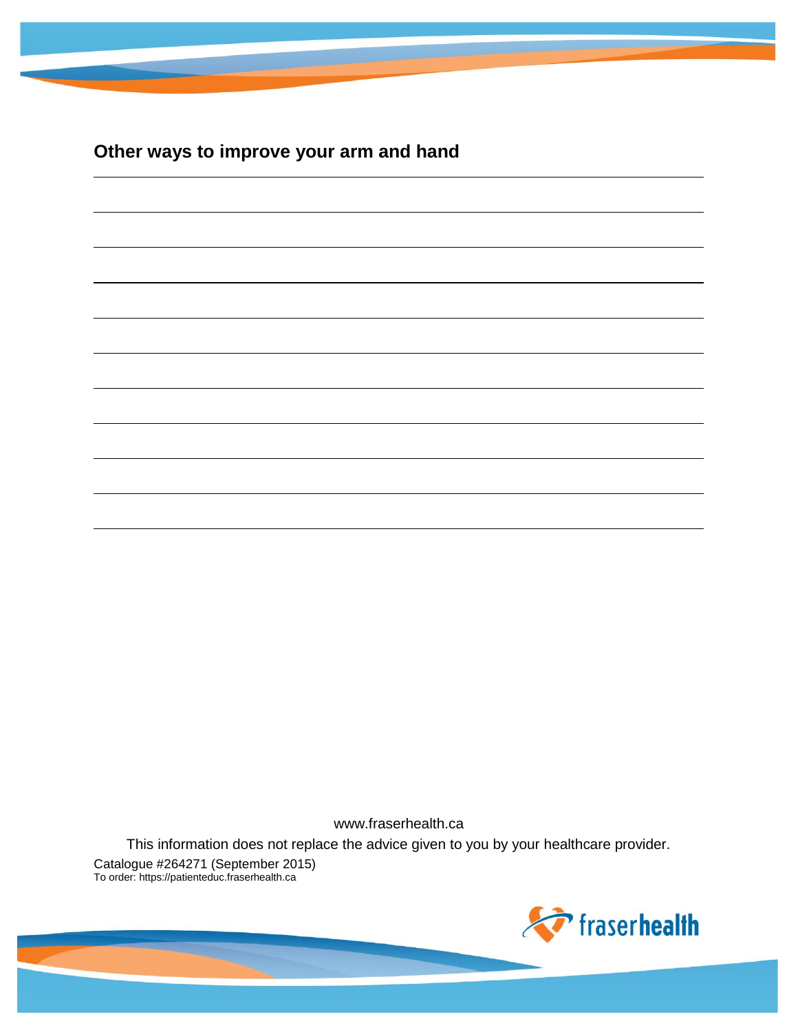## Other ways to improve your arm and hand

www.fraserhealth.ca

This information does not replace the advice given to you by your healthcare provider.

Catalogue #264271 (September 2015)
To order: https://patienteduc.fraserhealth.ca

fraserhealth